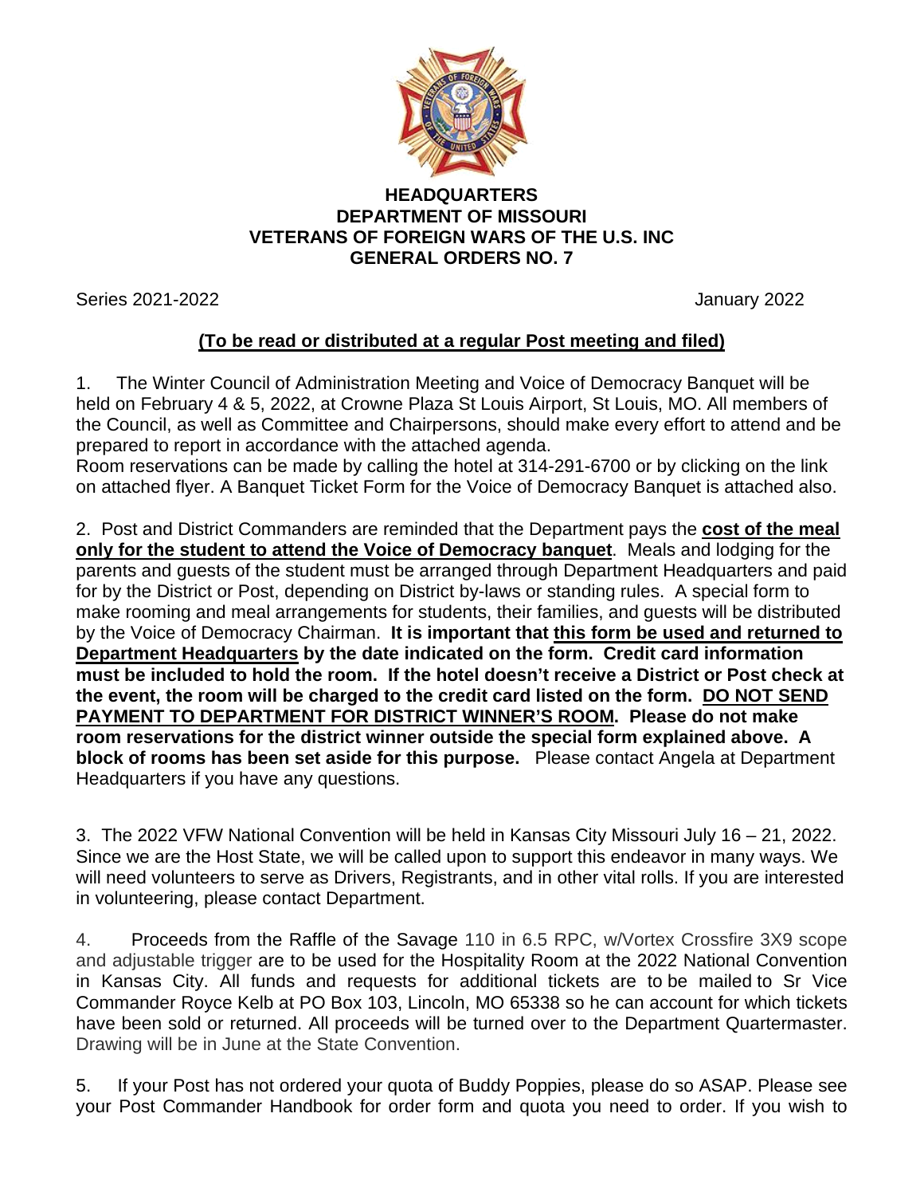# HEADQUARTERS
# DEPARTMENT OF MISSOURI
# VETERANS OF FOREIGN WARS OF THE U.S. INC
# GENERAL ORDERS NO. 7

Series 2021-2022 January 2022

**(To be read or distributed at a regular Post meeting and filed)**

1. The Winter Council of Administration Meeting and Voice of Democracy Banquet will be held on February 4 & 5, 2022, at Crowne Plaza St Louis Airport, St Louis, MO. All members of the Council, as well as Committee and Chairpersons, should make every effort to attend and be prepared to report in accordance with the attached agenda.
Room reservations can be made by calling the hotel at 314-291-6700 or by clicking on the link on attached flyer. A Banquet Ticket Form for the Voice of Democracy Banquet is attached also.

2. Post and District Commanders are reminded that the Department pays the **cost of the meal only for the student to attend the Voice of Democracy banquet**. Meals and lodging for the parents and guests of the student must be arranged through Department Headquarters and paid for by the District or Post, depending on District by-laws or standing rules. A special form to make rooming and meal arrangements for students, their families, and guests will be distributed by the Voice of Democracy Chairman. **It is important that this form be used and returned to Department Headquarters by the date indicated on the form. Credit card information must be included to hold the room. If the hotel doesn't receive a District or Post check at the event, the room will be charged to the credit card listed on the form. DO NOT SEND PAYMENT TO DEPARTMENT FOR DISTRICT WINNER'S ROOM. Please do not make room reservations for the district winner outside the special form explained above. A block of rooms has been set aside for this purpose.** Please contact Angela at Department Headquarters if you have any questions.

3. The 2022 VFW National Convention will be held in Kansas City Missouri July 16 – 21, 2022. Since we are the Host State, we will be called upon to support this endeavor in many ways. We will need volunteers to serve as Drivers, Registrants, and in other vital rolls. If you are interested in volunteering, please contact Department.

4. Proceeds from the Raffle of the Savage 110 in 6.5 RPC, w/Vortex Crossfire 3X9 scope and adjustable trigger are to be used for the Hospitality Room at the 2022 National Convention in Kansas City. All funds and requests for additional tickets are to be mailed to Sr Vice Commander Royce Kelb at PO Box 103, Lincoln, MO 65338 so he can account for which tickets have been sold or returned. All proceeds will be turned over to the Department Quartermaster. Drawing will be in June at the State Convention.

5. If your Post has not ordered your quota of Buddy Poppies, please do so ASAP. Please see your Post Commander Handbook for order form and quota you need to order. If you wish to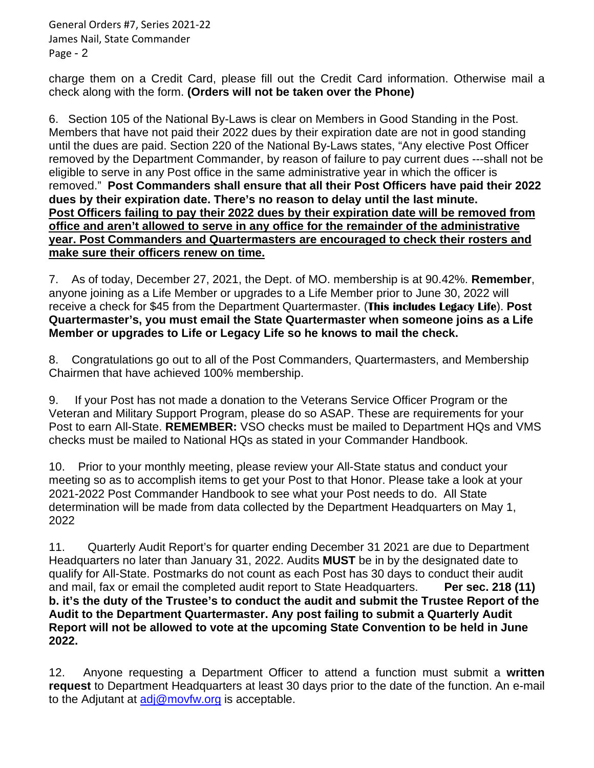charge them on a Credit Card, please fill out the Credit Card information. Otherwise mail a check along with the form. **(Orders will not be taken over the Phone)**

6. Section 105 of the National By-Laws is clear on Members in Good Standing in the Post. Members that have not paid their 2022 dues by their expiration date are not in good standing until the dues are paid. Section 220 of the National By-Laws states, "Any elective Post Officer removed by the Department Commander, by reason of failure to pay current dues ---shall not be eligible to serve in any Post office in the same administrative year in which the officer is removed." **Post Commanders shall ensure that all their Post Officers have paid their 2022 dues by their expiration date. There's no reason to delay until the last minute.** <u>**Post Officers failing to pay their 2022 dues by their expiration date will be removed from office and aren't allowed to serve in any office for the remainder of the administrative year. Post Commanders and Quartermasters are encouraged to check their rosters and make sure their officers renew on time.**</u>

7. As of today, December 27, 2021, the Dept. of MO. membership is at 90.42%. **Remember**, anyone joining as a Life Member or upgrades to a Life Member prior to June 30, 2022 will receive a check for $45 from the Department Quartermaster. (**This includes Legacy Life**). **Post Quartermaster's, you must email the State Quartermaster when someone joins as a Life Member or upgrades to Life or Legacy Life so he knows to mail the check.**

8. Congratulations go out to all of the Post Commanders, Quartermasters, and Membership Chairmen that have achieved 100% membership.

9. If your Post has not made a donation to the Veterans Service Officer Program or the Veteran and Military Support Program, please do so ASAP. These are requirements for your Post to earn All-State. **REMEMBER:** VSO checks must be mailed to Department HQs and VMS checks must be mailed to National HQs as stated in your Commander Handbook.

10. Prior to your monthly meeting, please review your All-State status and conduct your meeting so as to accomplish items to get your Post to that Honor. Please take a look at your 2021-2022 Post Commander Handbook to see what your Post needs to do. All State determination will be made from data collected by the Department Headquarters on May 1, 2022

11. Quarterly Audit Report's for quarter ending December 31 2021 are due to Department Headquarters no later than January 31, 2022. Audits **MUST** be in by the designated date to qualify for All-State. Postmarks do not count as each Post has 30 days to conduct their audit and mail, fax or email the completed audit report to State Headquarters. **Per sec. 218 (11) b. it's the duty of the Trustee's to conduct the audit and submit the Trustee Report of the Audit to the Department Quartermaster. Any post failing to submit a Quarterly Audit Report will not be allowed to vote at the upcoming State Convention to be held in June 2022.**

12. Anyone requesting a Department Officer to attend a function must submit a **written request** to Department Headquarters at least 30 days prior to the date of the function. An e-mail to the Adjutant at adj@movfw.org is acceptable.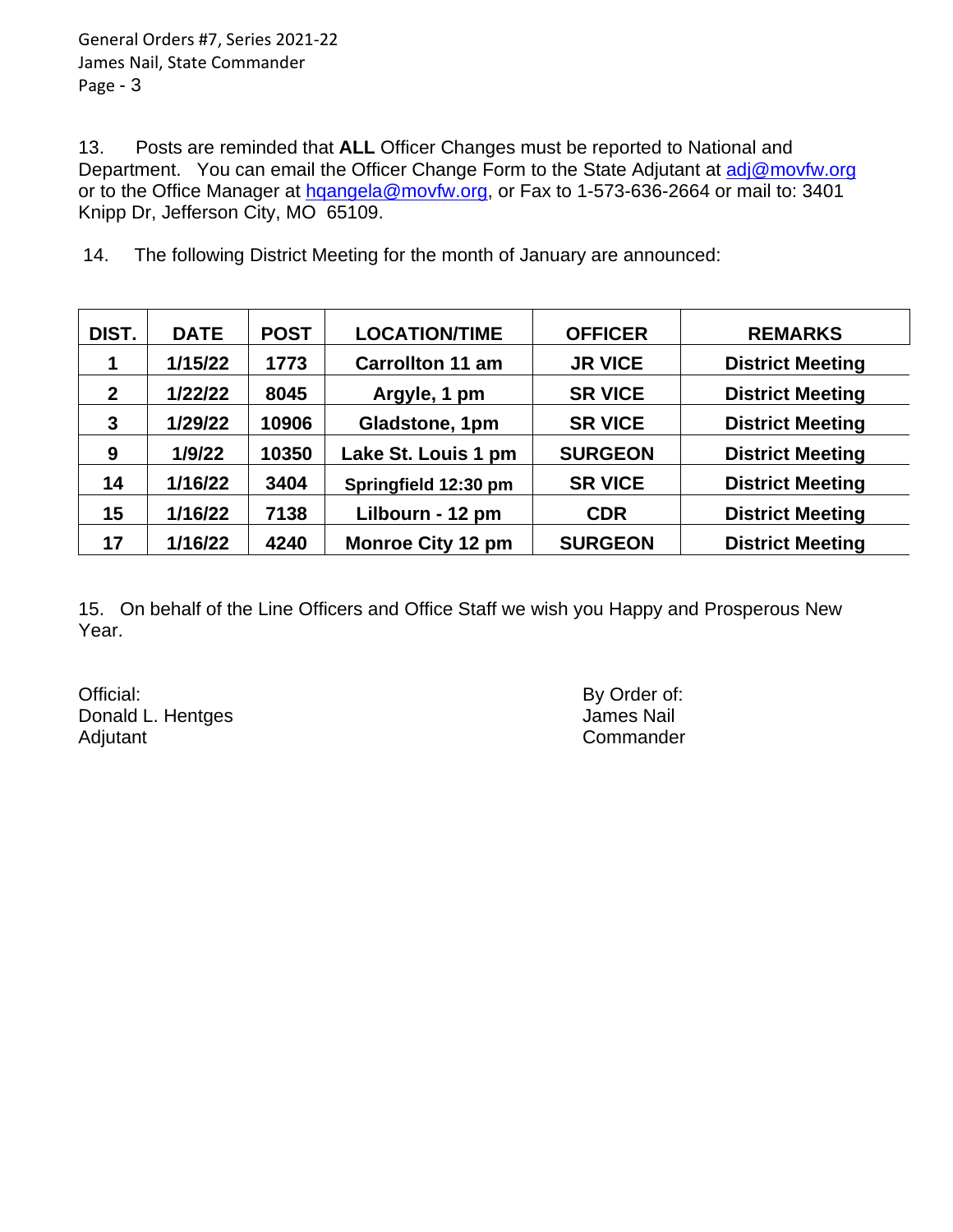13. Posts are reminded that **ALL** Officer Changes must be reported to National and Department. You can email the Officer Change Form to the State Adjutant at adj@movfw.org or to the Office Manager at hqangela@movfw.org, or Fax to 1-573-636-2664 or mail to: 3401 Knipp Dr, Jefferson City, MO 65109.

14. The following District Meeting for the month of January are announced:

| DIST. | DATE | POST | LOCATION/TIME | OFFICER | REMARKS |
|---|---|---|---|---|---|
| **1** | **1/15/22** | **1773** | **Carrollton 11 am** | **JR VICE** | **District Meeting** |
| **2** | **1/22/22** | **8045** | **Argyle, 1 pm** | **SR VICE** | **District Meeting** |
| **3** | **1/29/22** | **10906** | **Gladstone, 1pm** | **SR VICE** | **District Meeting** |
| **9** | **1/9/22** | **10350** | **Lake St. Louis 1 pm** | **SURGEON** | **District Meeting** |
| **14** | **1/16/22** | **3404** | **Springfield 12:30 pm** | **SR VICE** | **District Meeting** |
| **15** | **1/16/22** | **7138** | **Lilbourn - 12 pm** | **CDR** | **District Meeting** |
| **17** | **1/16/22** | **4240** | **Monroe City 12 pm** | **SURGEON** | **District Meeting** |

15. On behalf of the Line Officers and Office Staff we wish you Happy and Prosperous New Year.

Official:
Donald L. Hentges
Adjutant

By Order of:
James Nail
Commander